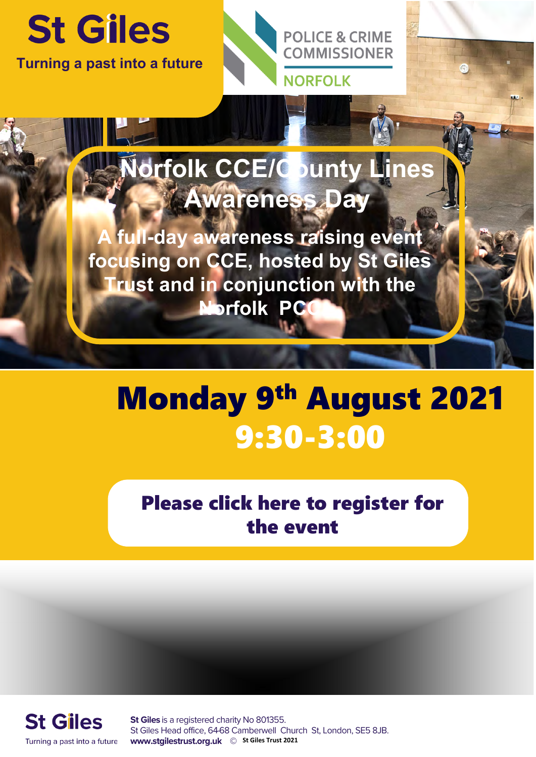St Giles

Turning a past into a future

POLICE & CRIME COMMISSIONER

NORFOLK

# Norfolk CCE/County Lines Awareness Day

**A full-day awareness raising event focusing on CCE, hosted by St Giles Trust and in conjunction with the Norfolk PCC**

# Monday 9th August 2021

## 9:30-3:00

**Please click here to register for the event**

St Giles

Turning a past into a future

**St Giles** is a registered charity No 801355.
St Giles Head office, 64-68 Camberwell Church St, London, SE5 8JB.
**www.stgilestrust.org.uk** © **St Giles Trust 2021**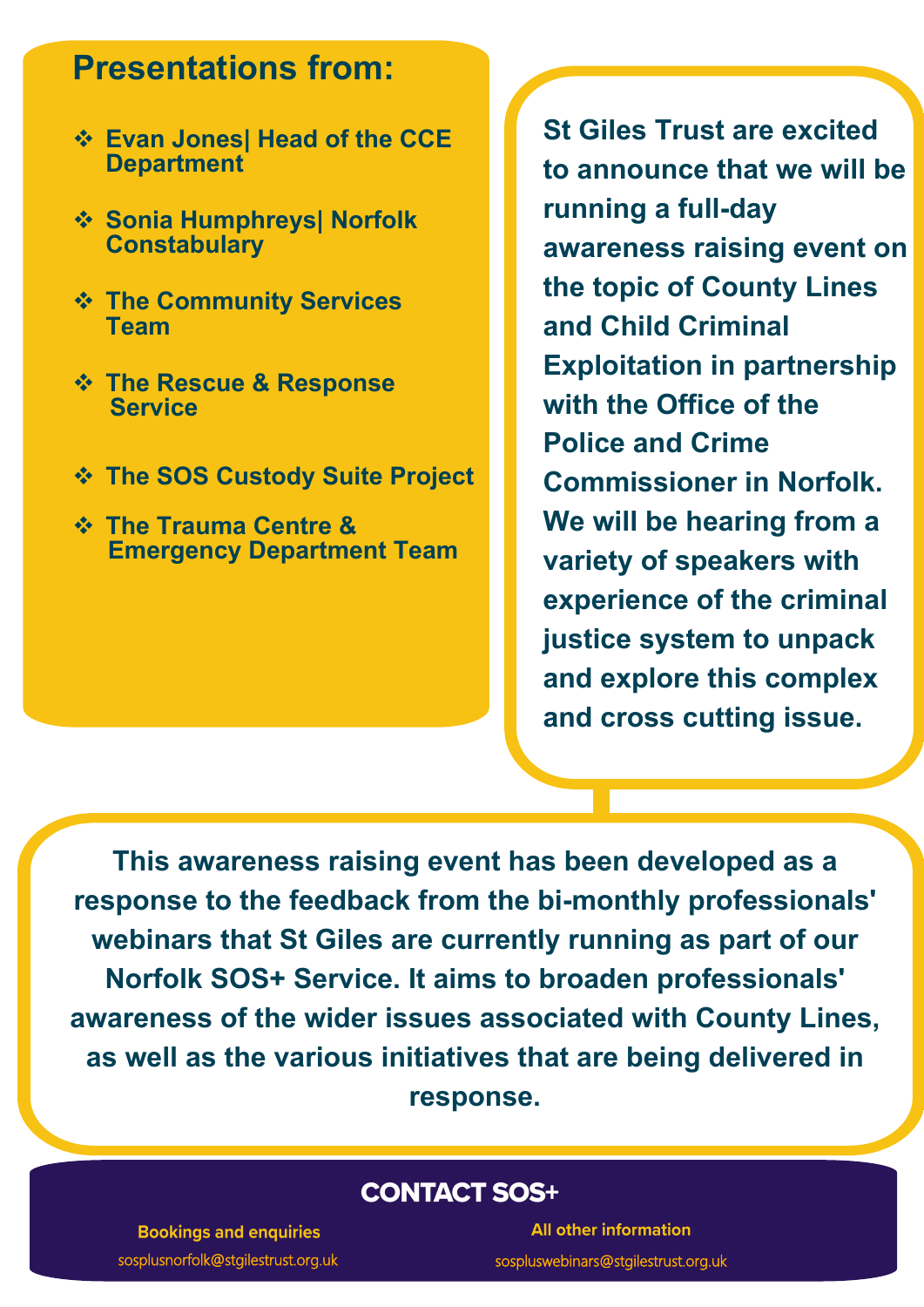## Presentations from:

- Evan Jones| Head of the CCE Department
- Sonia Humphreys| Norfolk Constabulary
- The Community Services Team
- The Rescue & Response Service
- The SOS Custody Suite Project
- The Trauma Centre & Emergency Department Team

**St Giles Trust are excited to announce that we will be running a full-day awareness raising event on the topic of County Lines and Child Criminal Exploitation in partnership with the Office of the Police and Crime Commissioner in Norfolk. We will be hearing from a variety of speakers with experience of the criminal justice system to unpack and explore this complex and cross cutting issue.**

**This awareness raising event has been developed as a response to the feedback from the bi-monthly professionals' webinars that St Giles are currently running as part of our Norfolk SOS+ Service. It aims to broaden professionals' awareness of the wider issues associated with County Lines, as well as the various initiatives that are being delivered in response.**

## CONTACT SOS+

**Bookings and enquiries**
sosplusnorfolk@stgilestrust.org.uk

**All other information**
sospluswebinars@stgilestrust.org.uk